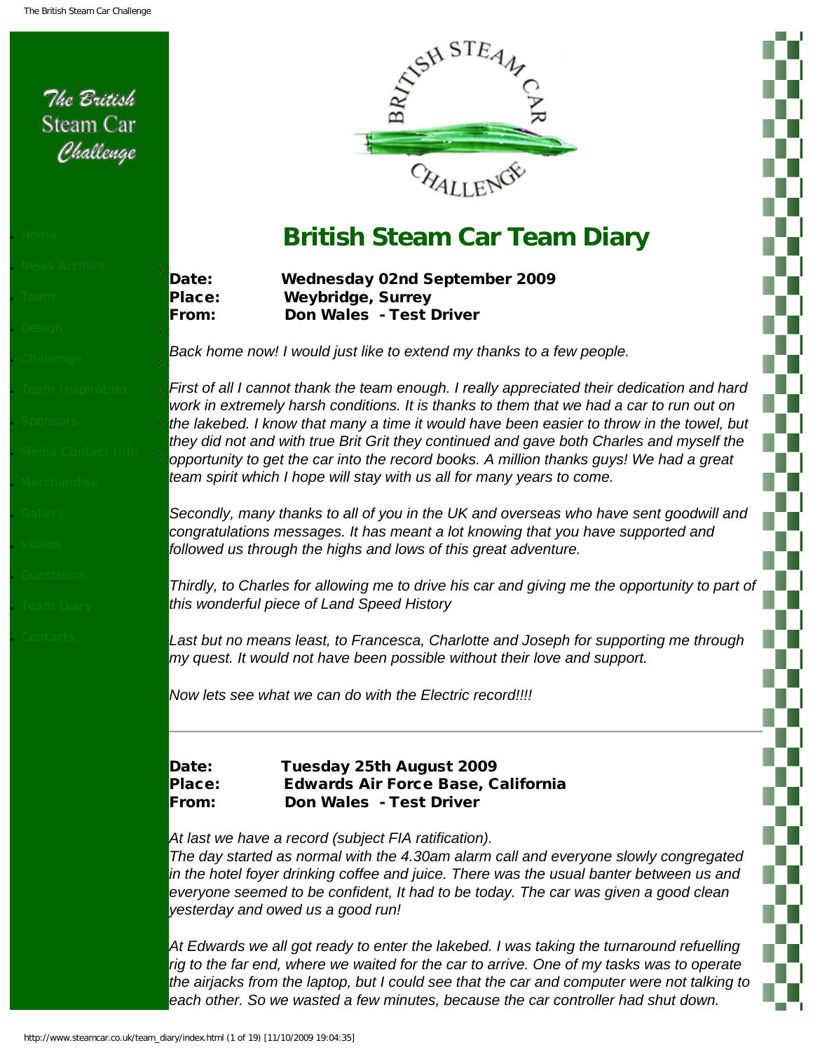The British Steam Car Challenge

- Home
- News Archive
- Team
- Design
- Challenge
- Team Inspiration
- Sponsors
- Media Contact Info
- Merchandise
- Gallery
- Videos
- Guestbook
- Team Diary
- Contacts

# British Steam Car Team Diary

**Date:** Wednesday 02nd September 2009
**Place:** Weybridge, Surrey
**From:** Don Wales - Test Driver

*Back home now! I would just like to extend my thanks to a few people.*

*First of all I cannot thank the team enough. I really appreciated their dedication and hard work in extremely harsh conditions. It is thanks to them that we had a car to run out on the lakebed. I know that many a time it would have been easier to throw in the towel, but they did not and with true Brit Grit they continued and gave both Charles and myself the opportunity to get the car into the record books. A million thanks guys! We had a great team spirit which I hope will stay with us all for many years to come.*

*Secondly, many thanks to all of you in the UK and overseas who have sent goodwill and congratulations messages. It has meant a lot knowing that you have supported and followed us through the highs and lows of this great adventure.*

*Thirdly, to Charles for allowing me to drive his car and giving me the opportunity to part of this wonderful piece of Land Speed History*

*Last but no means least, to Francesca, Charlotte and Joseph for supporting me through my quest. It would not have been possible without their love and support.*

*Now lets see what we can do with the Electric record!!!!*

---

**Date:** Tuesday 25th August 2009
**Place:** Edwards Air Force Base, California
**From:** Don Wales - Test Driver

*At last we have a record (subject FIA ratification).*
*The day started as normal with the 4.30am alarm call and everyone slowly congregated in the hotel foyer drinking coffee and juice. There was the usual banter between us and everyone seemed to be confident, It had to be today. The car was given a good clean yesterday and owed us a good run!*

*At Edwards we all got ready to enter the lakebed. I was taking the turnaround refuelling rig to the far end, where we waited for the car to arrive. One of my tasks was to operate the airjacks from the laptop, but I could see that the car and computer were not talking to each other. So we wasted a few minutes, because the car controller had shut down.*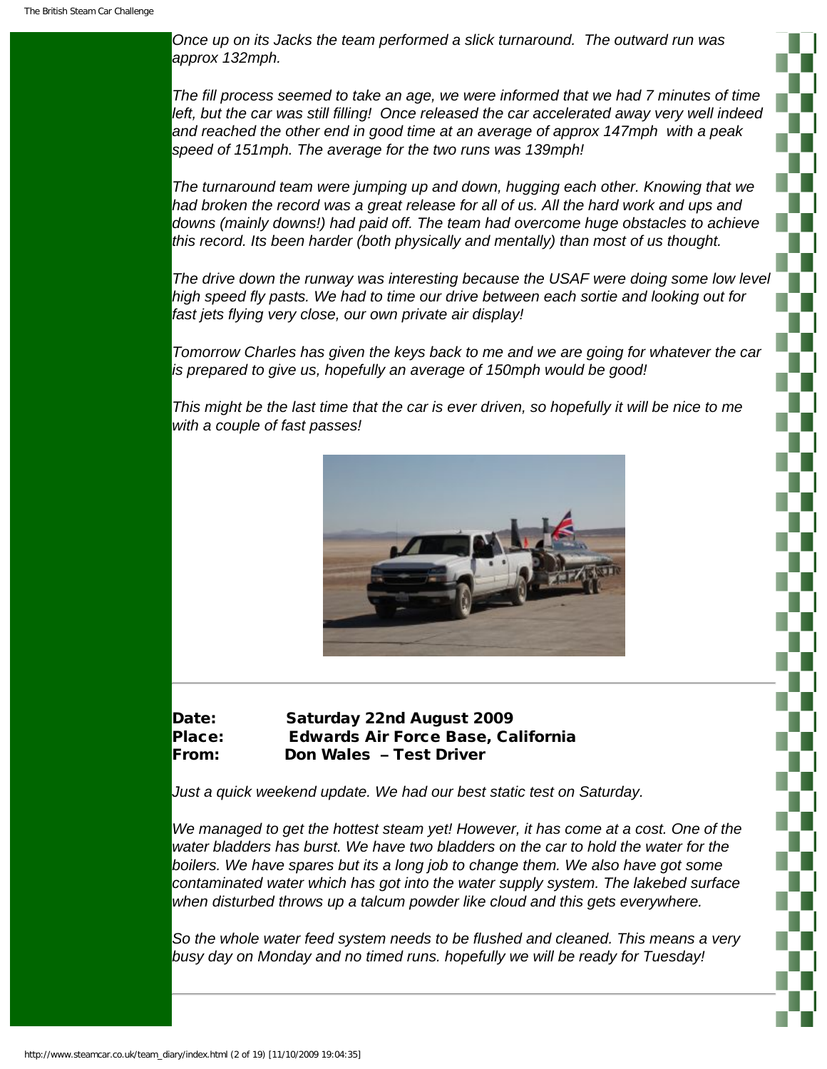*Once up on its Jacks the team performed a slick turnaround. The outward run was approx 132mph.*

*The fill process seemed to take an age, we were informed that we had 7 minutes of time left, but the car was still filling! Once released the car accelerated away very well indeed and reached the other end in good time at an average of approx 147mph with a peak speed of 151mph. The average for the two runs was 139mph!*

*The turnaround team were jumping up and down, hugging each other. Knowing that we had broken the record was a great release for all of us. All the hard work and ups and downs (mainly downs!) had paid off. The team had overcome huge obstacles to achieve this record. Its been harder (both physically and mentally) than most of us thought.*

*The drive down the runway was interesting because the USAF were doing some low level high speed fly pasts. We had to time our drive between each sortie and looking out for fast jets flying very close, our own private air display!*

*Tomorrow Charles has given the keys back to me and we are going for whatever the car is prepared to give us, hopefully an average of 150mph would be good!*

*This might be the last time that the car is ever driven, so hopefully it will be nice to me with a couple of fast passes!*

---

**Date:** Saturday 22nd August 2009
**Place:** Edwards Air Force Base, California
**From:** Don Wales – Test Driver

*Just a quick weekend update. We had our best static test on Saturday.*

*We managed to get the hottest steam yet! However, it has come at a cost. One of the water bladders has burst. We have two bladders on the car to hold the water for the boilers. We have spares but its a long job to change them. We also have got some contaminated water which has got into the water supply system. The lakebed surface when disturbed throws up a talcum powder like cloud and this gets everywhere.*

*So the whole water feed system needs to be flushed and cleaned. This means a very busy day on Monday and no timed runs. hopefully we will be ready for Tuesday!*

---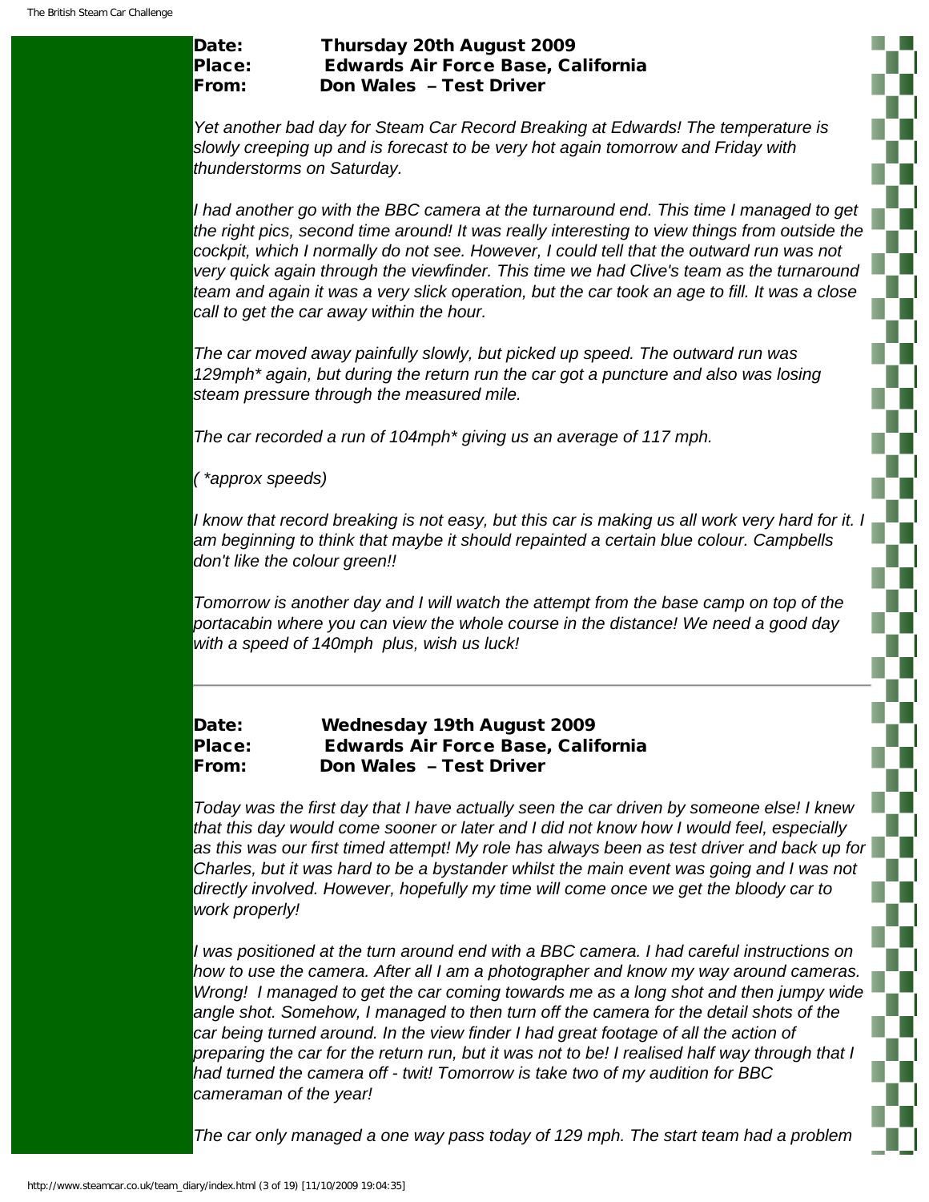**Date:** Thursday 20th August 2009
**Place:** Edwards Air Force Base, California
**From:** Don Wales – Test Driver

*Yet another bad day for Steam Car Record Breaking at Edwards! The temperature is slowly creeping up and is forecast to be very hot again tomorrow and Friday with thunderstorms on Saturday.*

*I had another go with the BBC camera at the turnaround end. This time I managed to get the right pics, second time around! It was really interesting to view things from outside the cockpit, which I normally do not see. However, I could tell that the outward run was not very quick again through the viewfinder. This time we had Clive's team as the turnaround team and again it was a very slick operation, but the car took an age to fill. It was a close call to get the car away within the hour.*

*The car moved away painfully slowly, but picked up speed. The outward run was 129mph* again, but during the return run the car got a puncture and also was losing steam pressure through the measured mile.*

*The car recorded a run of 104mph* giving us an average of 117 mph.*

*( *approx speeds)*

*I know that record breaking is not easy, but this car is making us all work very hard for it. I am beginning to think that maybe it should repainted a certain blue colour. Campbells don't like the colour green!!*

*Tomorrow is another day and I will watch the attempt from the base camp on top of the portacabin where you can view the whole course in the distance! We need a good day with a speed of 140mph plus, wish us luck!*

---

**Date:** Wednesday 19th August 2009
**Place:** Edwards Air Force Base, California
**From:** Don Wales – Test Driver

*Today was the first day that I have actually seen the car driven by someone else! I knew that this day would come sooner or later and I did not know how I would feel, especially as this was our first timed attempt! My role has always been as test driver and back up for Charles, but it was hard to be a bystander whilst the main event was going and I was not directly involved. However, hopefully my time will come once we get the bloody car to work properly!*

*I was positioned at the turn around end with a BBC camera. I had careful instructions on how to use the camera. After all I am a photographer and know my way around cameras. Wrong! I managed to get the car coming towards me as a long shot and then jumpy wide angle shot. Somehow, I managed to then turn off the camera for the detail shots of the car being turned around. In the view finder I had great footage of all the action of preparing the car for the return run, but it was not to be! I realised half way through that I had turned the camera off - twit! Tomorrow is take two of my audition for BBC cameraman of the year!*

*The car only managed a one way pass today of 129 mph. The start team had a problem*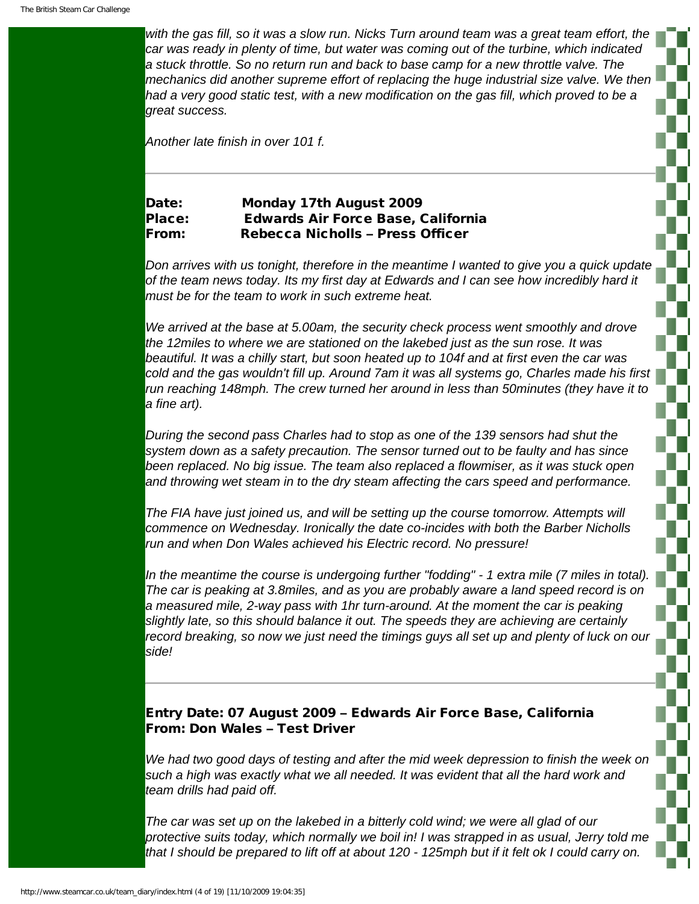*with the gas fill, so it was a slow run. Nicks Turn around team was a great team effort, the car was ready in plenty of time, but water was coming out of the turbine, which indicated a stuck throttle. So no return run and back to base camp for a new throttle valve. The mechanics did another supreme effort of replacing the huge industrial size valve. We then had a very good static test, with a new modification on the gas fill, which proved to be a great success.*

*Another late finish in over 101 f.*

---

**Date: Monday 17th August 2009**
**Place: Edwards Air Force Base, California**
**From: Rebecca Nicholls – Press Officer**

*Don arrives with us tonight, therefore in the meantime I wanted to give you a quick update of the team news today. Its my first day at Edwards and I can see how incredibly hard it must be for the team to work in such extreme heat.*

*We arrived at the base at 5.00am, the security check process went smoothly and drove the 12miles to where we are stationed on the lakebed just as the sun rose. It was beautiful. It was a chilly start, but soon heated up to 104f and at first even the car was cold and the gas wouldn't fill up. Around 7am it was all systems go, Charles made his first run reaching 148mph. The crew turned her around in less than 50minutes (they have it to a fine art).*

*During the second pass Charles had to stop as one of the 139 sensors had shut the system down as a safety precaution. The sensor turned out to be faulty and has since been replaced. No big issue. The team also replaced a flowmiser, as it was stuck open and throwing wet steam in to the dry steam affecting the cars speed and performance.*

*The FIA have just joined us, and will be setting up the course tomorrow. Attempts will commence on Wednesday. Ironically the date co-incides with both the Barber Nicholls run and when Don Wales achieved his Electric record. No pressure!*

*In the meantime the course is undergoing further "fodding" - 1 extra mile (7 miles in total). The car is peaking at 3.8miles, and as you are probably aware a land speed record is on a measured mile, 2-way pass with 1hr turn-around. At the moment the car is peaking slightly late, so this should balance it out. The speeds they are achieving are certainly record breaking, so now we just need the timings guys all set up and plenty of luck on our side!*

---

**Entry Date: 07 August 2009 – Edwards Air Force Base, California**
**From: Don Wales – Test Driver**

*We had two good days of testing and after the mid week depression to finish the week on such a high was exactly what we all needed. It was evident that all the hard work and team drills had paid off.*

*The car was set up on the lakebed in a bitterly cold wind; we were all glad of our protective suits today, which normally we boil in! I was strapped in as usual, Jerry told me that I should be prepared to lift off at about 120 - 125mph but if it felt ok I could carry on.*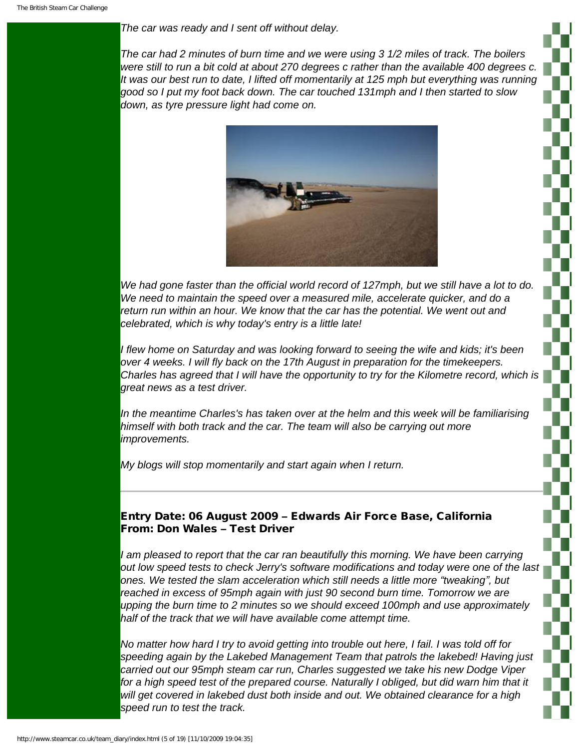*The car was ready and I sent off without delay.*

*The car had 2 minutes of burn time and we were using 3 1/2 miles of track. The boilers were still to run a bit cold at about 270 degrees c rather than the available 400 degrees c. It was our best run to date, I lifted off momentarily at 125 mph but everything was running good so I put my foot back down. The car touched 131mph and I then started to slow down, as tyre pressure light had come on.*

*We had gone faster than the official world record of 127mph, but we still have a lot to do. We need to maintain the speed over a measured mile, accelerate quicker, and do a return run within an hour. We know that the car has the potential. We went out and celebrated, which is why today's entry is a little late!*

*I flew home on Saturday and was looking forward to seeing the wife and kids; it's been over 4 weeks. I will fly back on the 17th August in preparation for the timekeepers. Charles has agreed that I will have the opportunity to try for the Kilometre record, which is great news as a test driver.*

*In the meantime Charles's has taken over at the helm and this week will be familiarising himself with both track and the car. The team will also be carrying out more improvements.*

*My blogs will stop momentarily and start again when I return.*

---

### Entry Date: 06 August 2009 – Edwards Air Force Base, California
### From: Don Wales – Test Driver

*I am pleased to report that the car ran beautifully this morning. We have been carrying out low speed tests to check Jerry's software modifications and today were one of the last ones. We tested the slam acceleration which still needs a little more "tweaking", but reached in excess of 95mph again with just 90 second burn time. Tomorrow we are upping the burn time to 2 minutes so we should exceed 100mph and use approximately half of the track that we will have available come attempt time.*

*No matter how hard I try to avoid getting into trouble out here, I fail. I was told off for speeding again by the Lakebed Management Team that patrols the lakebed! Having just carried out our 95mph steam car run, Charles suggested we take his new Dodge Viper for a high speed test of the prepared course. Naturally I obliged, but did warn him that it will get covered in lakebed dust both inside and out. We obtained clearance for a high speed run to test the track.*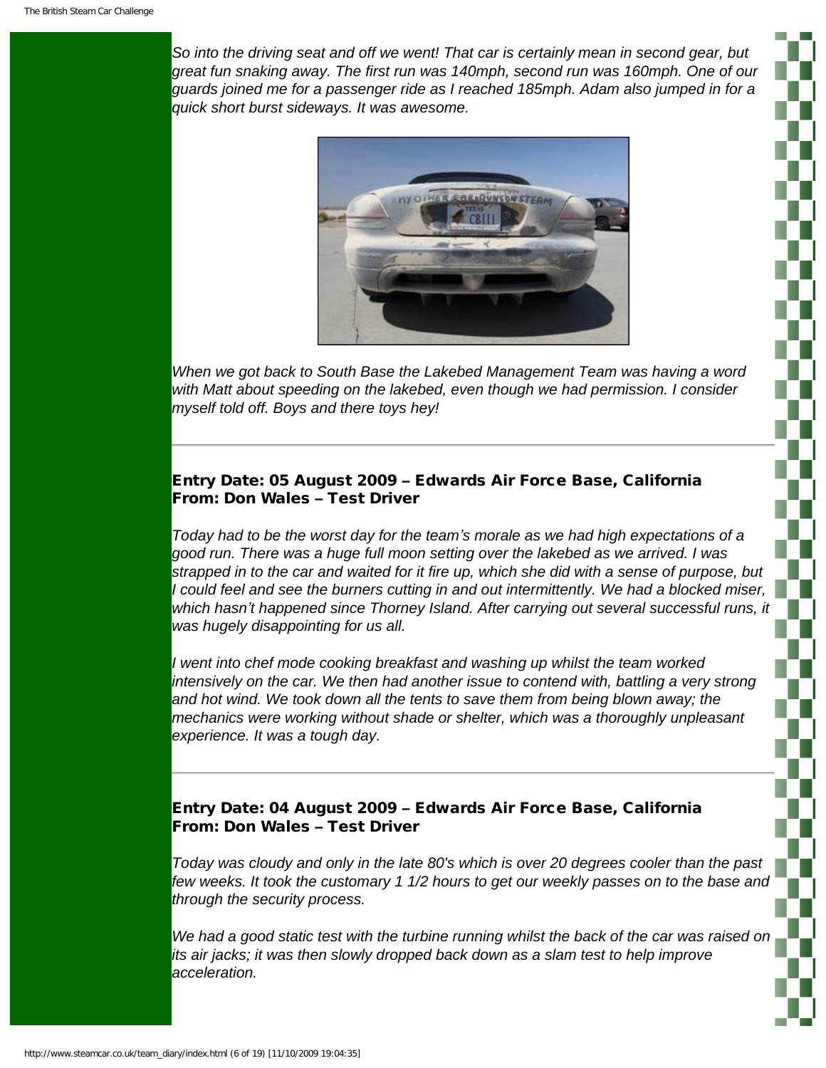*So into the driving seat and off we went! That car is certainly mean in second gear, but great fun snaking away. The first run was 140mph, second run was 160mph. One of our guards joined me for a passenger ride as I reached 185mph. Adam also jumped in for a quick short burst sideways. It was awesome.*

*When we got back to South Base the Lakebed Management Team was having a word with Matt about speeding on the lakebed, even though we had permission. I consider myself told off. Boys and there toys hey!*

---

**Entry Date: 05 August 2009 – Edwards Air Force Base, California**
**From: Don Wales – Test Driver**

*Today had to be the worst day for the team's morale as we had high expectations of a good run. There was a huge full moon setting over the lakebed as we arrived. I was strapped in to the car and waited for it fire up, which she did with a sense of purpose, but I could feel and see the burners cutting in and out intermittently. We had a blocked miser, which hasn't happened since Thorney Island. After carrying out several successful runs, it was hugely disappointing for us all.*

*I went into chef mode cooking breakfast and washing up whilst the team worked intensively on the car. We then had another issue to contend with, battling a very strong and hot wind. We took down all the tents to save them from being blown away; the mechanics were working without shade or shelter, which was a thoroughly unpleasant experience. It was a tough day.*

---

**Entry Date: 04 August 2009 – Edwards Air Force Base, California**
**From: Don Wales – Test Driver**

*Today was cloudy and only in the late 80's which is over 20 degrees cooler than the past few weeks. It took the customary 1 1/2 hours to get our weekly passes on to the base and through the security process.*

*We had a good static test with the turbine running whilst the back of the car was raised on its air jacks; it was then slowly dropped back down as a slam test to help improve acceleration.*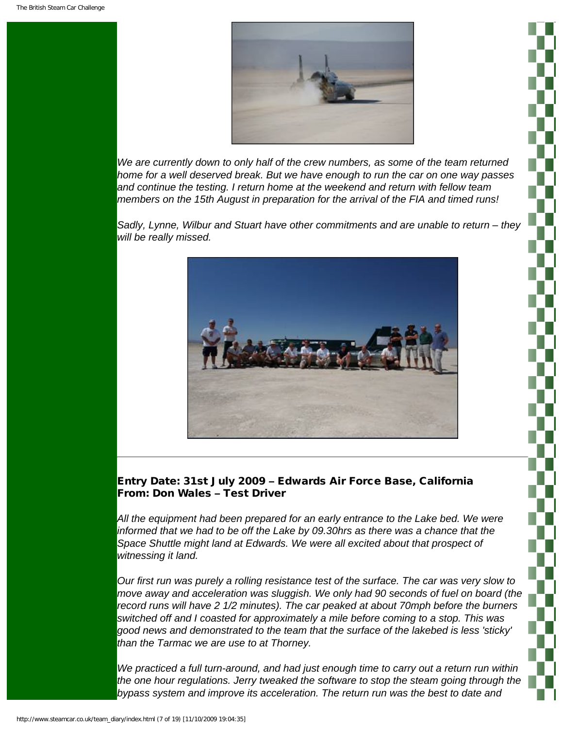*We are currently down to only half of the crew numbers, as some of the team returned home for a well deserved break. But we have enough to run the car on one way passes and continue the testing. I return home at the weekend and return with fellow team members on the 15th August in preparation for the arrival of the FIA and timed runs!*

*Sadly, Lynne, Wilbur and Stuart have other commitments and are unable to return – they will be really missed.*

---

### Entry Date: 31st July 2009 – Edwards Air Force Base, California
### From: Don Wales – Test Driver

*All the equipment had been prepared for an early entrance to the Lake bed. We were informed that we had to be off the Lake by 09.30hrs as there was a chance that the Space Shuttle might land at Edwards. We were all excited about that prospect of witnessing it land.*

*Our first run was purely a rolling resistance test of the surface. The car was very slow to move away and acceleration was sluggish. We only had 90 seconds of fuel on board (the record runs will have 2 1/2 minutes). The car peaked at about 70mph before the burners switched off and I coasted for approximately a mile before coming to a stop. This was good news and demonstrated to the team that the surface of the lakebed is less 'sticky' than the Tarmac we are use to at Thorney.*

*We practiced a full turn-around, and had just enough time to carry out a return run within the one hour regulations. Jerry tweaked the software to stop the steam going through the bypass system and improve its acceleration. The return run was the best to date and*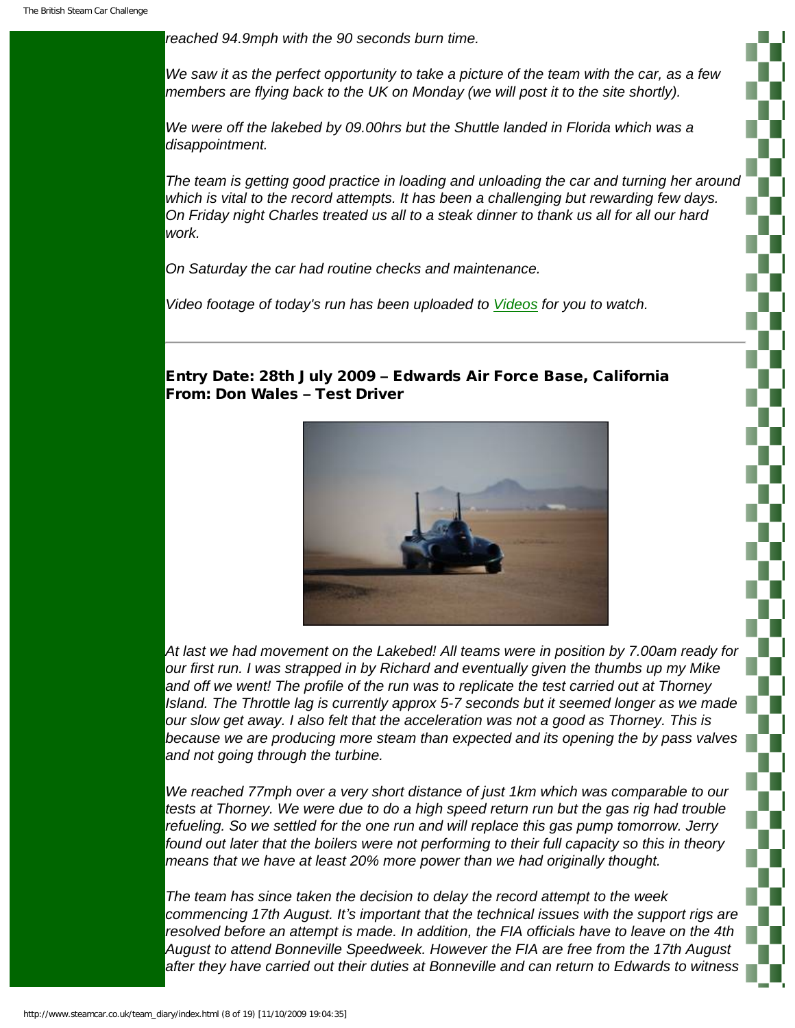*reached 94.9mph with the 90 seconds burn time.*

*We saw it as the perfect opportunity to take a picture of the team with the car, as a few members are flying back to the UK on Monday (we will post it to the site shortly).*

*We were off the lakebed by 09.00hrs but the Shuttle landed in Florida which was a disappointment.*

*The team is getting good practice in loading and unloading the car and turning her around which is vital to the record attempts. It has been a challenging but rewarding few days. On Friday night Charles treated us all to a steak dinner to thank us all for all our hard work.*

*On Saturday the car had routine checks and maintenance.*

*Video footage of today's run has been uploaded to [Videos](#) for you to watch.*

---

**Entry Date: 28th July 2009 – Edwards Air Force Base, California**
**From: Don Wales – Test Driver**

*At last we had movement on the Lakebed! All teams were in position by 7.00am ready for our first run. I was strapped in by Richard and eventually given the thumbs up my Mike and off we went! The profile of the run was to replicate the test carried out at Thorney Island. The Throttle lag is currently approx 5-7 seconds but it seemed longer as we made our slow get away. I also felt that the acceleration was not a good as Thorney. This is because we are producing more steam than expected and its opening the by pass valves and not going through the turbine.*

*We reached 77mph over a very short distance of just 1km which was comparable to our tests at Thorney. We were due to do a high speed return run but the gas rig had trouble refueling. So we settled for the one run and will replace this gas pump tomorrow. Jerry found out later that the boilers were not performing to their full capacity so this in theory means that we have at least 20% more power than we had originally thought.*

*The team has since taken the decision to delay the record attempt to the week commencing 17th August. It's important that the technical issues with the support rigs are resolved before an attempt is made. In addition, the FIA officials have to leave on the 4th August to attend Bonneville Speedweek. However the FIA are free from the 17th August after they have carried out their duties at Bonneville and can return to Edwards to witness*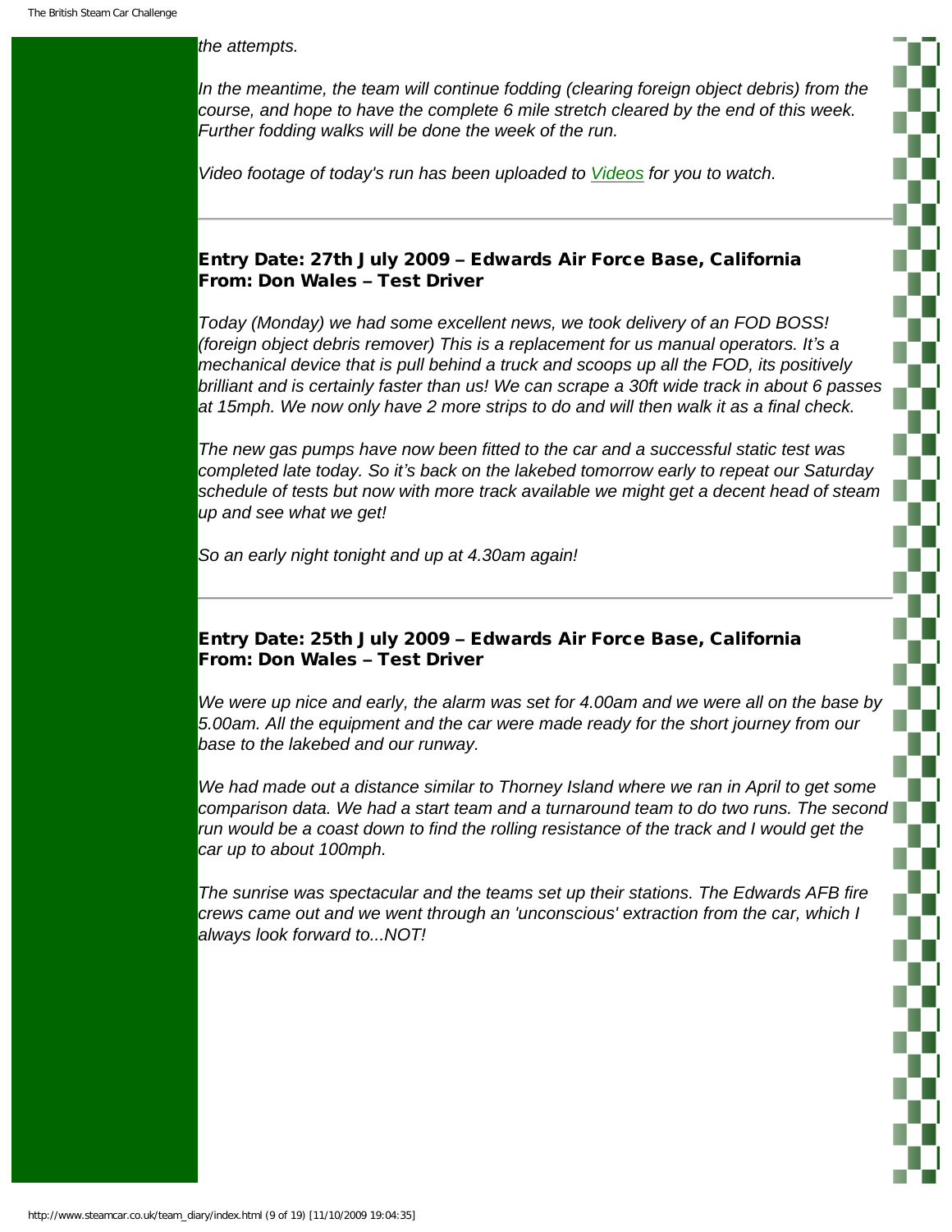*the attempts.*

*In the meantime, the team will continue fodding (clearing foreign object debris) from the course, and hope to have the complete 6 mile stretch cleared by the end of this week. Further fodding walks will be done the week of the run.*

*Video footage of today's run has been uploaded to Videos for you to watch.*

---

### Entry Date: 27th July 2009 – Edwards Air Force Base, California
### From: Don Wales – Test Driver

*Today (Monday) we had some excellent news, we took delivery of an FOD BOSS! (foreign object debris remover) This is a replacement for us manual operators. It's a mechanical device that is pull behind a truck and scoops up all the FOD, its positively brilliant and is certainly faster than us! We can scrape a 30ft wide track in about 6 passes at 15mph. We now only have 2 more strips to do and will then walk it as a final check.*

*The new gas pumps have now been fitted to the car and a successful static test was completed late today. So it's back on the lakebed tomorrow early to repeat our Saturday schedule of tests but now with more track available we might get a decent head of steam up and see what we get!*

*So an early night tonight and up at 4.30am again!*

---

### Entry Date: 25th July 2009 – Edwards Air Force Base, California
### From: Don Wales – Test Driver

*We were up nice and early, the alarm was set for 4.00am and we were all on the base by 5.00am. All the equipment and the car were made ready for the short journey from our base to the lakebed and our runway.*

*We had made out a distance similar to Thorney Island where we ran in April to get some comparison data. We had a start team and a turnaround team to do two runs. The second run would be a coast down to find the rolling resistance of the track and I would get the car up to about 100mph.*

*The sunrise was spectacular and the teams set up their stations. The Edwards AFB fire crews came out and we went through an 'unconscious' extraction from the car, which I always look forward to...NOT!*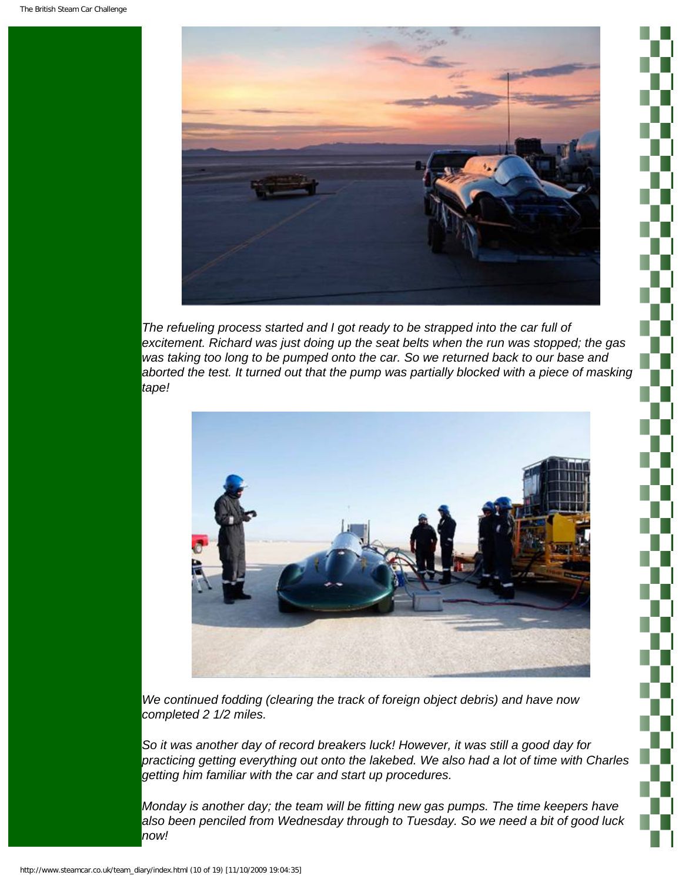*The refueling process started and I got ready to be strapped into the car full of excitement. Richard was just doing up the seat belts when the run was stopped; the gas was taking too long to be pumped onto the car. So we returned back to our base and aborted the test. It turned out that the pump was partially blocked with a piece of masking tape!*

*We continued fodding (clearing the track of foreign object debris) and have now completed 2 1/2 miles.*

*So it was another day of record breakers luck! However, it was still a good day for practicing getting everything out onto the lakebed. We also had a lot of time with Charles getting him familiar with the car and start up procedures.*

*Monday is another day; the team will be fitting new gas pumps. The time keepers have also been penciled from Wednesday through to Tuesday. So we need a bit of good luck now!*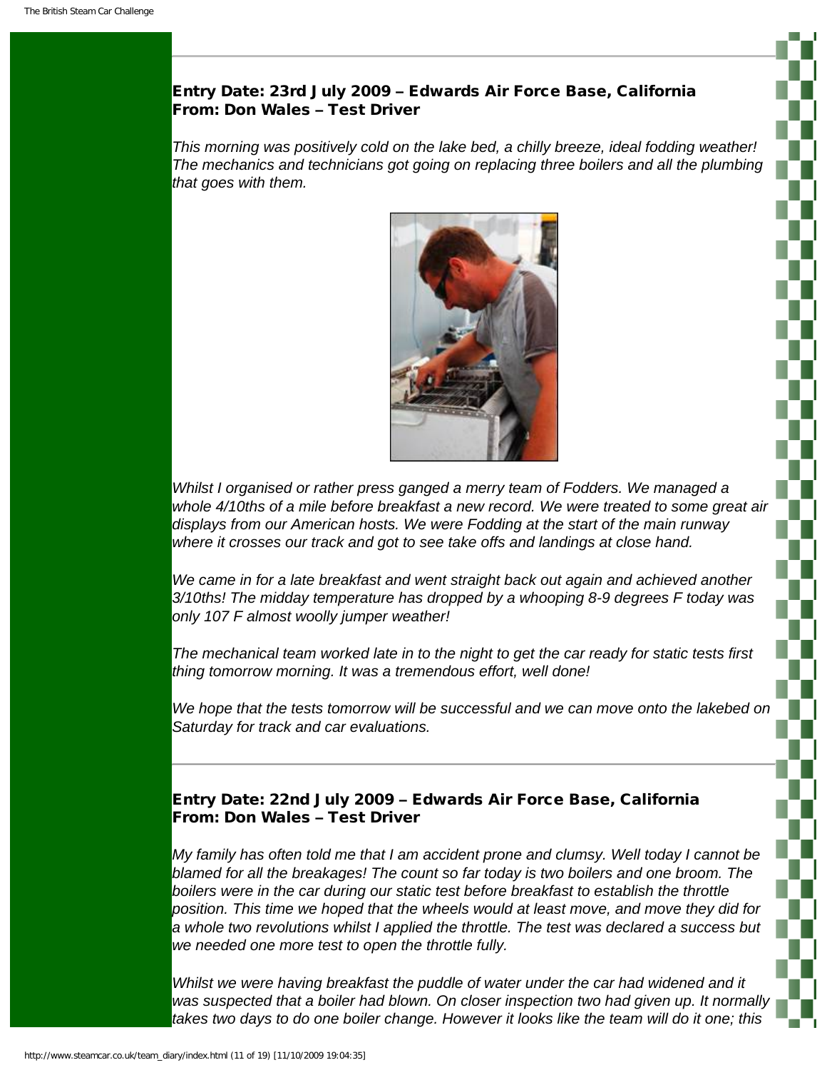## Entry Date: 23rd July 2009 – Edwards Air Force Base, California
## From: Don Wales – Test Driver

*This morning was positively cold on the lake bed, a chilly breeze, ideal fodding weather! The mechanics and technicians got going on replacing three boilers and all the plumbing that goes with them.*

*Whilst I organised or rather press ganged a merry team of Fodders. We managed a whole 4/10ths of a mile before breakfast a new record. We were treated to some great air displays from our American hosts. We were Fodding at the start of the main runway where it crosses our track and got to see take offs and landings at close hand.*

*We came in for a late breakfast and went straight back out again and achieved another 3/10ths! The midday temperature has dropped by a whooping 8-9 degrees F today was only 107 F almost woolly jumper weather!*

*The mechanical team worked late in to the night to get the car ready for static tests first thing tomorrow morning. It was a tremendous effort, well done!*

*We hope that the tests tomorrow will be successful and we can move onto the lakebed on Saturday for track and car evaluations.*

---

## Entry Date: 22nd July 2009 – Edwards Air Force Base, California
## From: Don Wales – Test Driver

*My family has often told me that I am accident prone and clumsy. Well today I cannot be blamed for all the breakages! The count so far today is two boilers and one broom. The boilers were in the car during our static test before breakfast to establish the throttle position. This time we hoped that the wheels would at least move, and move they did for a whole two revolutions whilst I applied the throttle. The test was declared a success but we needed one more test to open the throttle fully.*

*Whilst we were having breakfast the puddle of water under the car had widened and it was suspected that a boiler had blown. On closer inspection two had given up. It normally takes two days to do one boiler change. However it looks like the team will do it one; this*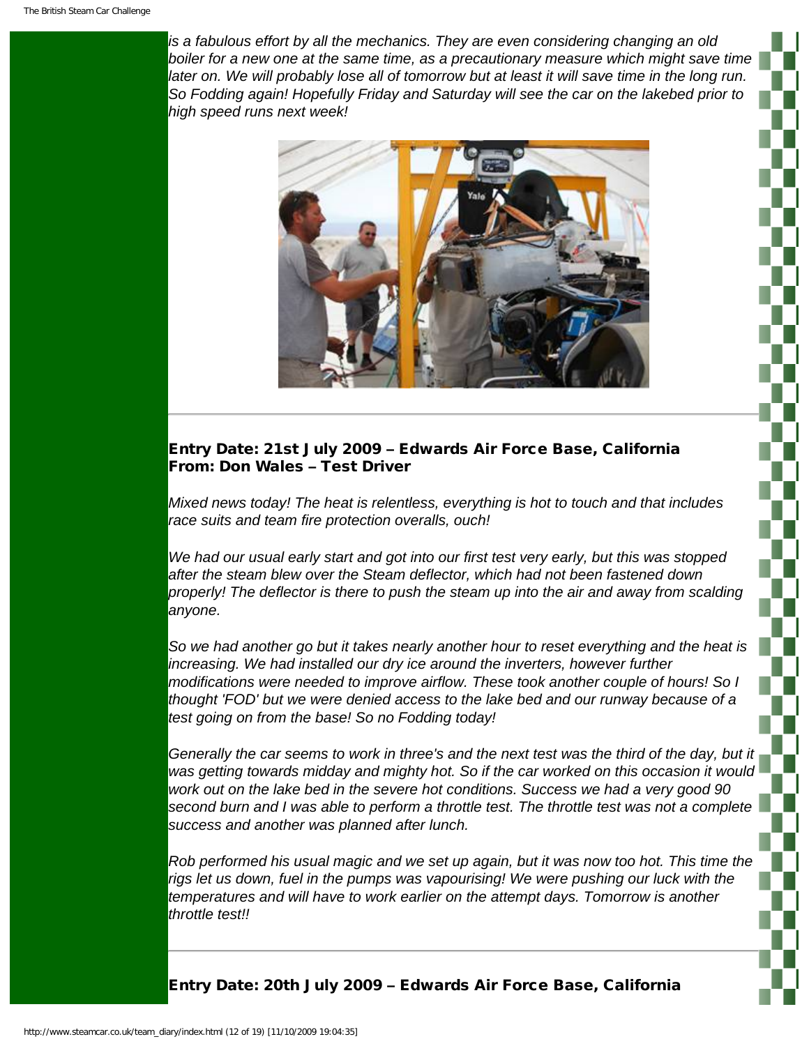*is a fabulous effort by all the mechanics. They are even considering changing an old boiler for a new one at the same time, as a precautionary measure which might save time later on. We will probably lose all of tomorrow but at least it will save time in the long run. So Fodding again! Hopefully Friday and Saturday will see the car on the lakebed prior to high speed runs next week!*

---

### Entry Date: 21st July 2009 – Edwards Air Force Base, California
### From: Don Wales – Test Driver

*Mixed news today! The heat is relentless, everything is hot to touch and that includes race suits and team fire protection overalls, ouch!*

*We had our usual early start and got into our first test very early, but this was stopped after the steam blew over the Steam deflector, which had not been fastened down properly! The deflector is there to push the steam up into the air and away from scalding anyone.*

*So we had another go but it takes nearly another hour to reset everything and the heat is increasing. We had installed our dry ice around the inverters, however further modifications were needed to improve airflow. These took another couple of hours! So I thought 'FOD' but we were denied access to the lake bed and our runway because of a test going on from the base! So no Fodding today!*

*Generally the car seems to work in three's and the next test was the third of the day, but it was getting towards midday and mighty hot. So if the car worked on this occasion it would work out on the lake bed in the severe hot conditions. Success we had a very good 90 second burn and I was able to perform a throttle test. The throttle test was not a complete success and another was planned after lunch.*

*Rob performed his usual magic and we set up again, but it was now too hot. This time the rigs let us down, fuel in the pumps was vapourising! We were pushing our luck with the temperatures and will have to work earlier on the attempt days. Tomorrow is another throttle test!!*

---

### Entry Date: 20th July 2009 – Edwards Air Force Base, California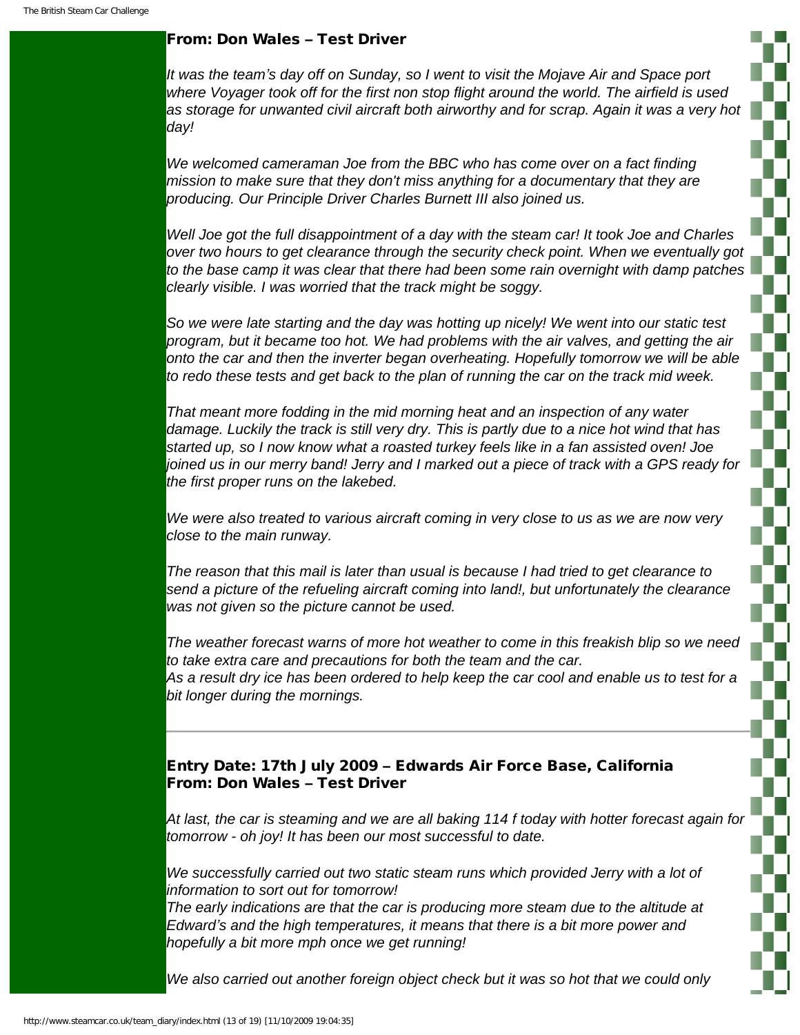### From: Don Wales – Test Driver

*It was the team's day off on Sunday, so I went to visit the Mojave Air and Space port where Voyager took off for the first non stop flight around the world. The airfield is used as storage for unwanted civil aircraft both airworthy and for scrap. Again it was a very hot day!*

*We welcomed cameraman Joe from the BBC who has come over on a fact finding mission to make sure that they don't miss anything for a documentary that they are producing. Our Principle Driver Charles Burnett III also joined us.*

*Well Joe got the full disappointment of a day with the steam car! It took Joe and Charles over two hours to get clearance through the security check point. When we eventually got to the base camp it was clear that there had been some rain overnight with damp patches clearly visible. I was worried that the track might be soggy.*

*So we were late starting and the day was hotting up nicely! We went into our static test program, but it became too hot. We had problems with the air valves, and getting the air onto the car and then the inverter began overheating. Hopefully tomorrow we will be able to redo these tests and get back to the plan of running the car on the track mid week.*

*That meant more fodding in the mid morning heat and an inspection of any water damage. Luckily the track is still very dry. This is partly due to a nice hot wind that has started up, so I now know what a roasted turkey feels like in a fan assisted oven! Joe joined us in our merry band! Jerry and I marked out a piece of track with a GPS ready for the first proper runs on the lakebed.*

*We were also treated to various aircraft coming in very close to us as we are now very close to the main runway.*

*The reason that this mail is later than usual is because I had tried to get clearance to send a picture of the refueling aircraft coming into land!, but unfortunately the clearance was not given so the picture cannot be used.*

*The weather forecast warns of more hot weather to come in this freakish blip so we need to take extra care and precautions for both the team and the car.*
*As a result dry ice has been ordered to help keep the car cool and enable us to test for a bit longer during the mornings.*

---

### Entry Date: 17th July 2009 – Edwards Air Force Base, California
### From: Don Wales – Test Driver

*At last, the car is steaming and we are all baking 114 f today with hotter forecast again for tomorrow - oh joy! It has been our most successful to date.*

*We successfully carried out two static steam runs which provided Jerry with a lot of information to sort out for tomorrow!*
*The early indications are that the car is producing more steam due to the altitude at Edward's and the high temperatures, it means that there is a bit more power and hopefully a bit more mph once we get running!*

*We also carried out another foreign object check but it was so hot that we could only*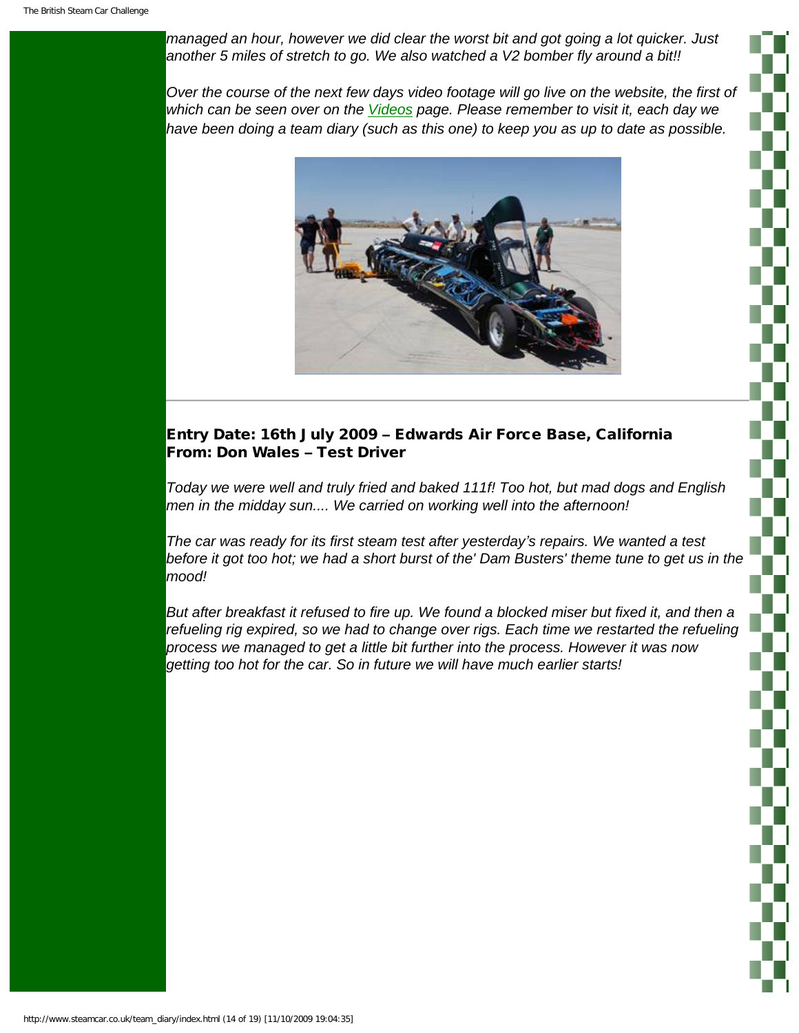*managed an hour, however we did clear the worst bit and got going a lot quicker. Just another 5 miles of stretch to go. We also watched a V2 bomber fly around a bit!!*

*Over the course of the next few days video footage will go live on the website, the first of which can be seen over on the [Videos](#) page. Please remember to visit it, each day we have been doing a team diary (such as this one) to keep you as up to date as possible.*

---

### Entry Date: 16th July 2009 – Edwards Air Force Base, California
### From: Don Wales – Test Driver

*Today we were well and truly fried and baked 111f! Too hot, but mad dogs and English men in the midday sun.... We carried on working well into the afternoon!*

*The car was ready for its first steam test after yesterday's repairs. We wanted a test before it got too hot; we had a short burst of the' Dam Busters' theme tune to get us in the mood!*

*But after breakfast it refused to fire up. We found a blocked miser but fixed it, and then a refueling rig expired, so we had to change over rigs. Each time we restarted the refueling process we managed to get a little bit further into the process. However it was now getting too hot for the car. So in future we will have much earlier starts!*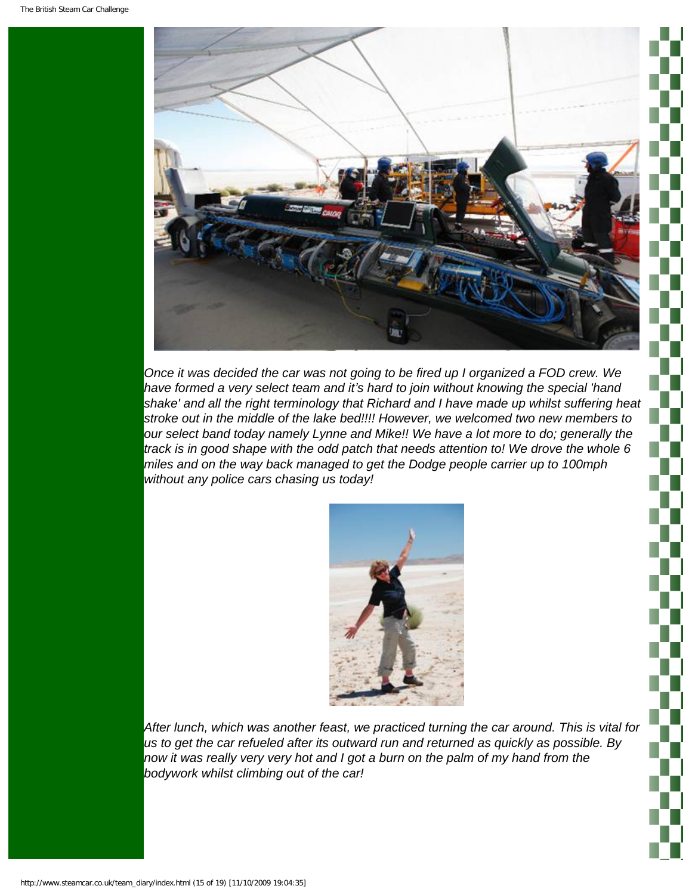*Once it was decided the car was not going to be fired up I organized a FOD crew. We have formed a very select team and it's hard to join without knowing the special 'hand shake' and all the right terminology that Richard and I have made up whilst suffering heat stroke out in the middle of the lake bed!!!! However, we welcomed two new members to our select band today namely Lynne and Mike!! We have a lot more to do; generally the track is in good shape with the odd patch that needs attention to! We drove the whole 6 miles and on the way back managed to get the Dodge people carrier up to 100mph without any police cars chasing us today!*

*After lunch, which was another feast, we practiced turning the car around. This is vital for us to get the car refueled after its outward run and returned as quickly as possible. By now it was really very very hot and I got a burn on the palm of my hand from the bodywork whilst climbing out of the car!*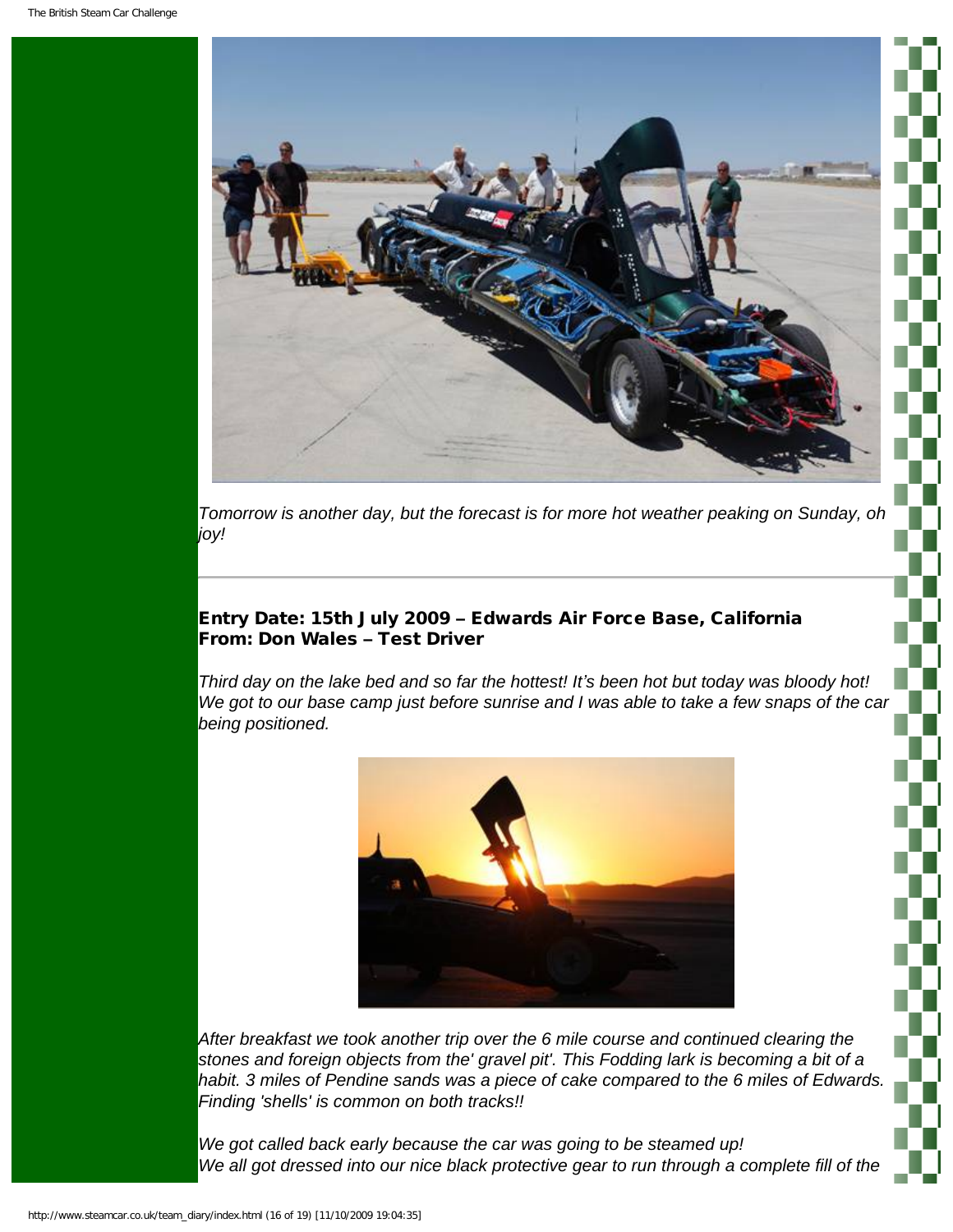*Tomorrow is another day, but the forecast is for more hot weather peaking on Sunday, oh joy!*

---

**Entry Date: 15th July 2009 – Edwards Air Force Base, California**
**From: Don Wales – Test Driver**

*Third day on the lake bed and so far the hottest! It's been hot but today was bloody hot! We got to our base camp just before sunrise and I was able to take a few snaps of the car being positioned.*

*After breakfast we took another trip over the 6 mile course and continued clearing the stones and foreign objects from the' gravel pit'. This Fodding lark is becoming a bit of a habit. 3 miles of Pendine sands was a piece of cake compared to the 6 miles of Edwards. Finding 'shells' is common on both tracks!!*

*We got called back early because the car was going to be steamed up!*
*We all got dressed into our nice black protective gear to run through a complete fill of the*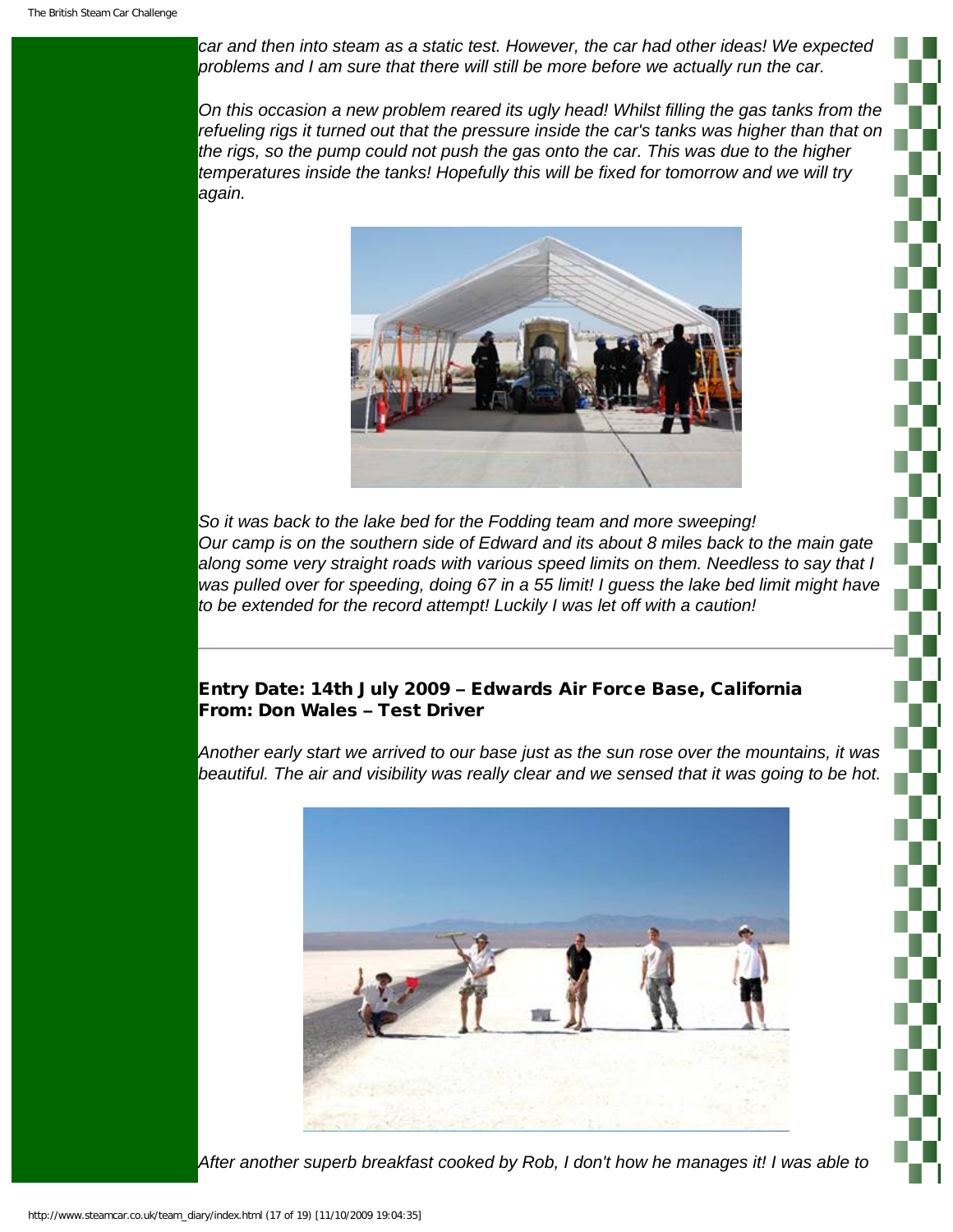*car and then into steam as a static test. However, the car had other ideas! We expected problems and I am sure that there will still be more before we actually run the car.*

*On this occasion a new problem reared its ugly head! Whilst filling the gas tanks from the refueling rigs it turned out that the pressure inside the car's tanks was higher than that on the rigs, so the pump could not push the gas onto the car. This was due to the higher temperatures inside the tanks! Hopefully this will be fixed for tomorrow and we will try again.*

*So it was back to the lake bed for the Fodding team and more sweeping!*
*Our camp is on the southern side of Edward and its about 8 miles back to the main gate along some very straight roads with various speed limits on them. Needless to say that I was pulled over for speeding, doing 67 in a 55 limit! I guess the lake bed limit might have to be extended for the record attempt! Luckily I was let off with a caution!*

---

### Entry Date: 14th July 2009 – Edwards Air Force Base, California
### From: Don Wales – Test Driver

*Another early start we arrived to our base just as the sun rose over the mountains, it was beautiful. The air and visibility was really clear and we sensed that it was going to be hot.*

*After another superb breakfast cooked by Rob, I don't how he manages it! I was able to*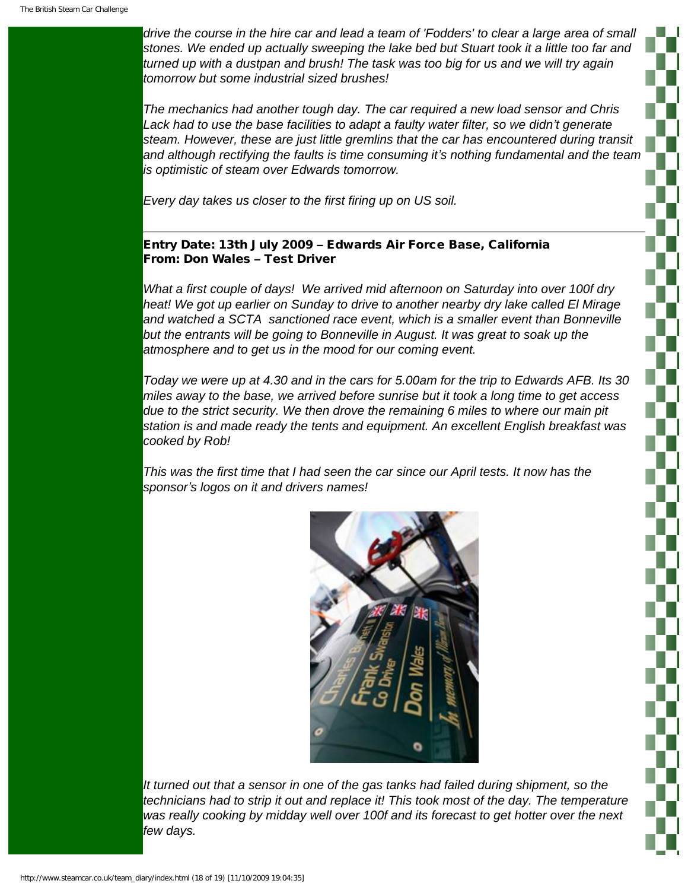*drive the course in the hire car and lead a team of 'Fodders' to clear a large area of small stones. We ended up actually sweeping the lake bed but Stuart took it a little too far and turned up with a dustpan and brush! The task was too big for us and we will try again tomorrow but some industrial sized brushes!*

*The mechanics had another tough day. The car required a new load sensor and Chris Lack had to use the base facilities to adapt a faulty water filter, so we didn't generate steam. However, these are just little gremlins that the car has encountered during transit and although rectifying the faults is time consuming it's nothing fundamental and the team is optimistic of steam over Edwards tomorrow.*

*Every day takes us closer to the first firing up on US soil.*

---

**Entry Date: 13th July 2009 – Edwards Air Force Base, California**
**From: Don Wales – Test Driver**

*What a first couple of days! We arrived mid afternoon on Saturday into over 100f dry heat! We got up earlier on Sunday to drive to another nearby dry lake called El Mirage and watched a SCTA sanctioned race event, which is a smaller event than Bonneville but the entrants will be going to Bonneville in August. It was great to soak up the atmosphere and to get us in the mood for our coming event.*

*Today we were up at 4.30 and in the cars for 5.00am for the trip to Edwards AFB. Its 30 miles away to the base, we arrived before sunrise but it took a long time to get access due to the strict security. We then drove the remaining 6 miles to where our main pit station is and made ready the tents and equipment. An excellent English breakfast was cooked by Rob!*

*This was the first time that I had seen the car since our April tests. It now has the sponsor's logos on it and drivers names!*

*It turned out that a sensor in one of the gas tanks had failed during shipment, so the technicians had to strip it out and replace it! This took most of the day. The temperature was really cooking by midday well over 100f and its forecast to get hotter over the next few days.*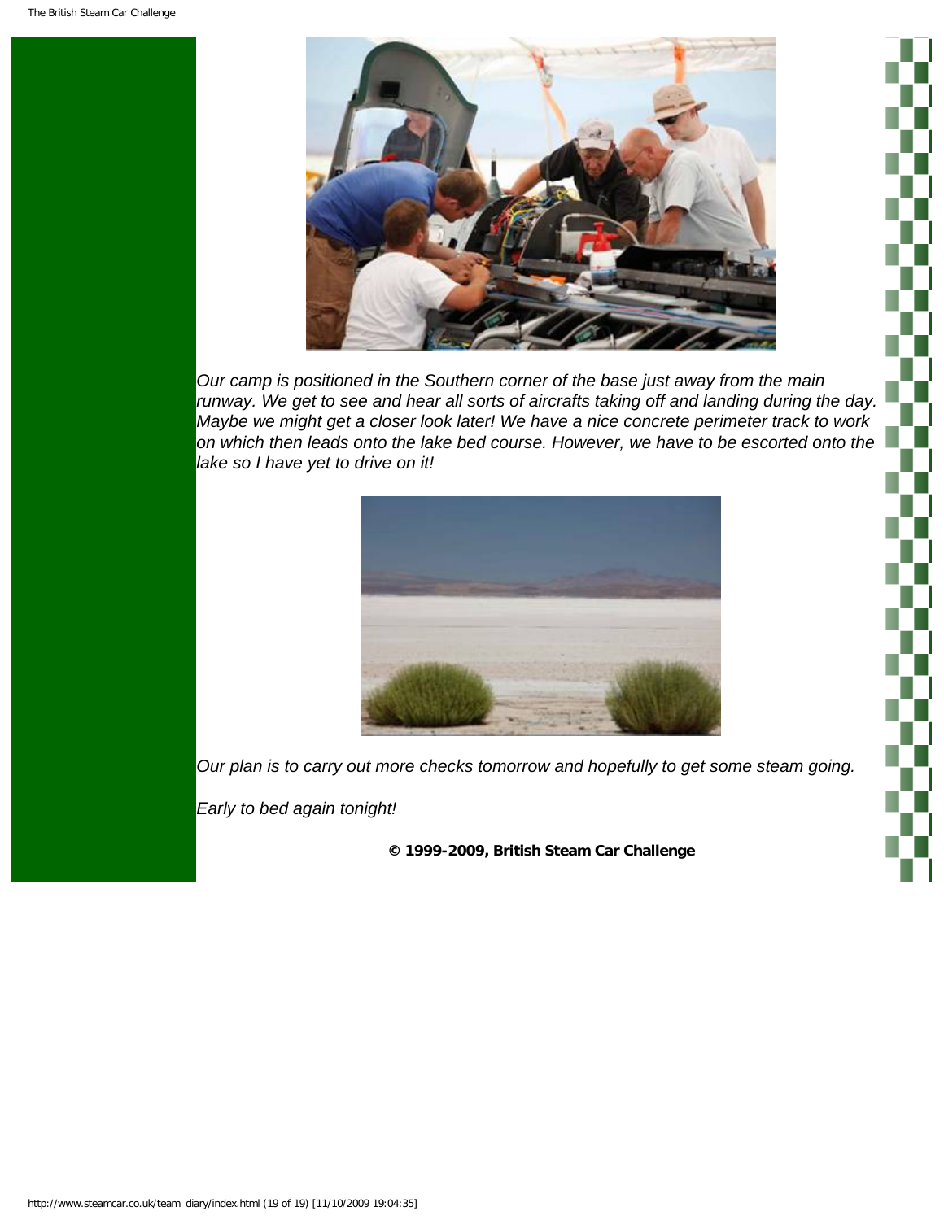*Our camp is positioned in the Southern corner of the base just away from the main runway. We get to see and hear all sorts of aircrafts taking off and landing during the day. Maybe we might get a closer look later! We have a nice concrete perimeter track to work on which then leads onto the lake bed course. However, we have to be escorted onto the lake so I have yet to drive on it!*

*Our plan is to carry out more checks tomorrow and hopefully to get some steam going.*

*Early to bed again tonight!*

**© 1999-2009, British Steam Car Challenge**